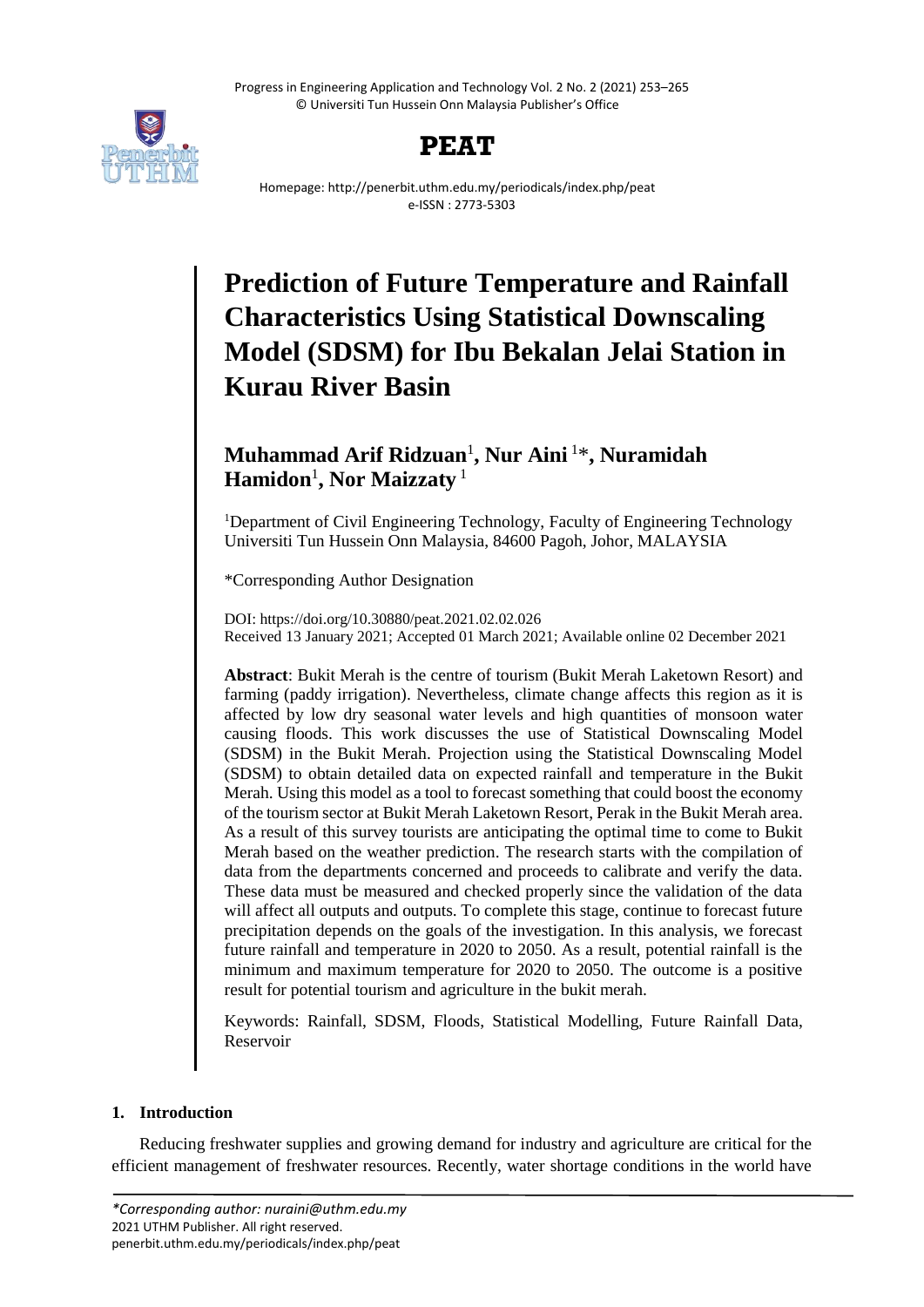# Prediction of Future Temperature and Rainfall Characteristics Using Statistical Downscaling Model (SDSM) for Ibu Bekalan Jelai Station in Kurau River Basin

**Muhammad Arif Ridzuan**[1], **Nur Aini** [1]*, **Nuramidah Hamidon**[1], **Nor Maizzaty** [1]

[1]Department of Civil Engineering Technology, Faculty of Engineering Technology Universiti Tun Hussein Onn Malaysia, 84600 Pagoh, Johor, MALAYSIA

*Corresponding Author Designation

DOI: https://doi.org/10.30880/peat.2021.02.02.026
Received 13 January 2021; Accepted 01 March 2021; Available online 02 December 2021

**Abstract**: Bukit Merah is the centre of tourism (Bukit Merah Laketown Resort) and farming (paddy irrigation). Nevertheless, climate change affects this region as it is affected by low dry seasonal water levels and high quantities of monsoon water causing floods. This work discusses the use of Statistical Downscaling Model (SDSM) in the Bukit Merah. Projection using the Statistical Downscaling Model (SDSM) to obtain detailed data on expected rainfall and temperature in the Bukit Merah. Using this model as a tool to forecast something that could boost the economy of the tourism sector at Bukit Merah Laketown Resort, Perak in the Bukit Merah area. As a result of this survey tourists are anticipating the optimal time to come to Bukit Merah based on the weather prediction. The research starts with the compilation of data from the departments concerned and proceeds to calibrate and verify the data. These data must be measured and checked properly since the validation of the data will affect all outputs and outputs. To complete this stage, continue to forecast future precipitation depends on the goals of the investigation. In this analysis, we forecast future rainfall and temperature in 2020 to 2050. As a result, potential rainfall is the minimum and maximum temperature for 2020 to 2050. The outcome is a positive result for potential tourism and agriculture in the bukit merah.

Keywords: Rainfall, SDSM, Floods, Statistical Modelling, Future Rainfall Data, Reservoir

## 1. Introduction

Reducing freshwater supplies and growing demand for industry and agriculture are critical for the efficient management of freshwater resources. Recently, water shortage conditions in the world have

*Corresponding author: nuraini@uthm.edu.my*
2021 UTHM Publisher. All right reserved.
penerbit.uthm.edu.my/periodicals/index.php/peat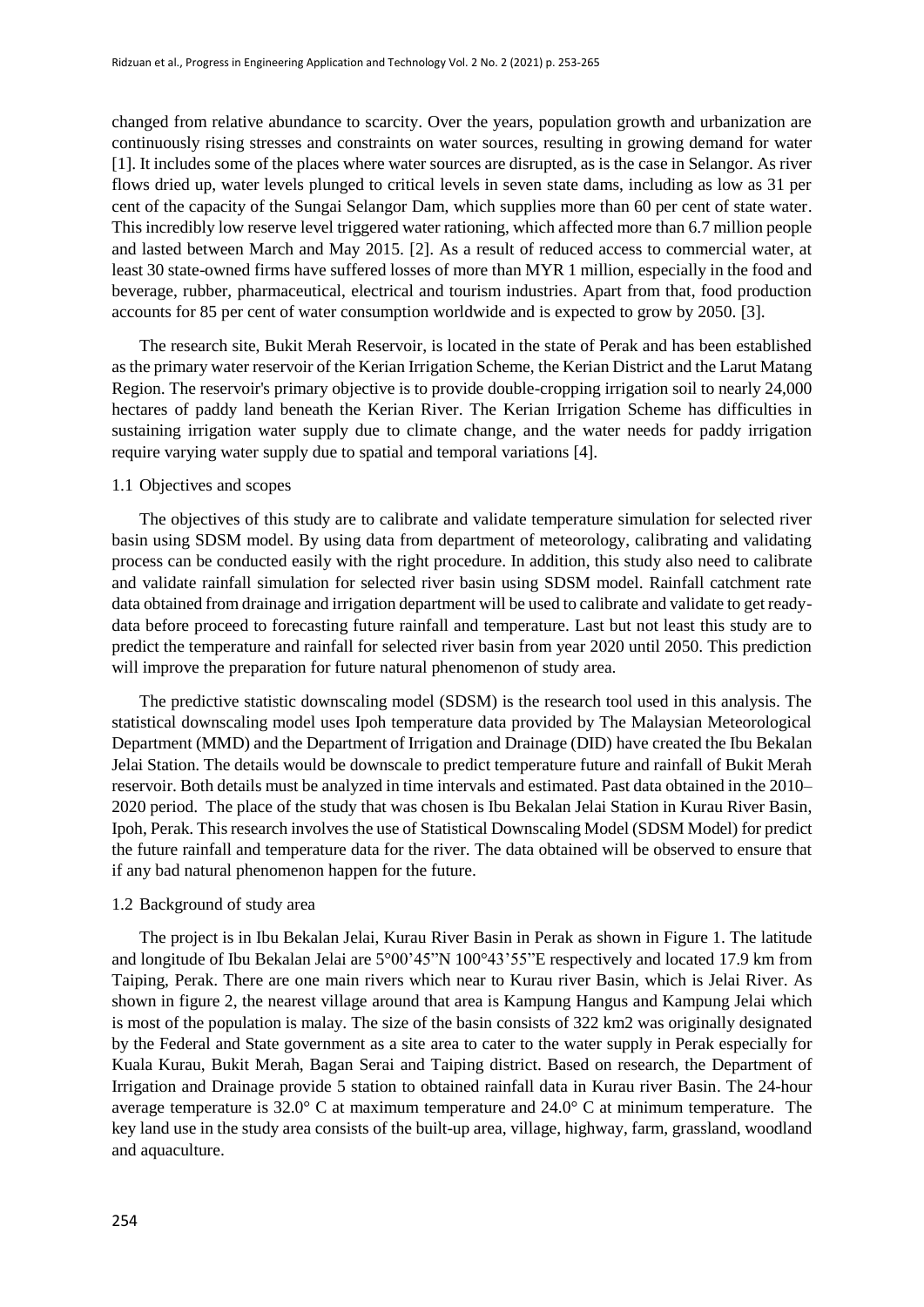changed from relative abundance to scarcity. Over the years, population growth and urbanization are continuously rising stresses and constraints on water sources, resulting in growing demand for water [1]. It includes some of the places where water sources are disrupted, as is the case in Selangor. As river flows dried up, water levels plunged to critical levels in seven state dams, including as low as 31 per cent of the capacity of the Sungai Selangor Dam, which supplies more than 60 per cent of state water. This incredibly low reserve level triggered water rationing, which affected more than 6.7 million people and lasted between March and May 2015. [2]. As a result of reduced access to commercial water, at least 30 state-owned firms have suffered losses of more than MYR 1 million, especially in the food and beverage, rubber, pharmaceutical, electrical and tourism industries. Apart from that, food production accounts for 85 per cent of water consumption worldwide and is expected to grow by 2050. [3].

The research site, Bukit Merah Reservoir, is located in the state of Perak and has been established as the primary water reservoir of the Kerian Irrigation Scheme, the Kerian District and the Larut Matang Region. The reservoir's primary objective is to provide double-cropping irrigation soil to nearly 24,000 hectares of paddy land beneath the Kerian River. The Kerian Irrigation Scheme has difficulties in sustaining irrigation water supply due to climate change, and the water needs for paddy irrigation require varying water supply due to spatial and temporal variations [4].

## 1.1 Objectives and scopes

The objectives of this study are to calibrate and validate temperature simulation for selected river basin using SDSM model. By using data from department of meteorology, calibrating and validating process can be conducted easily with the right procedure. In addition, this study also need to calibrate and validate rainfall simulation for selected river basin using SDSM model. Rainfall catchment rate data obtained from drainage and irrigation department will be used to calibrate and validate to get ready-data before proceed to forecasting future rainfall and temperature. Last but not least this study are to predict the temperature and rainfall for selected river basin from year 2020 until 2050. This prediction will improve the preparation for future natural phenomenon of study area.

The predictive statistic downscaling model (SDSM) is the research tool used in this analysis. The statistical downscaling model uses Ipoh temperature data provided by The Malaysian Meteorological Department (MMD) and the Department of Irrigation and Drainage (DID) have created the Ibu Bekalan Jelai Station. The details would be downscale to predict temperature future and rainfall of Bukit Merah reservoir. Both details must be analyzed in time intervals and estimated. Past data obtained in the 2010–2020 period. The place of the study that was chosen is Ibu Bekalan Jelai Station in Kurau River Basin, Ipoh, Perak. This research involves the use of Statistical Downscaling Model (SDSM Model) for predict the future rainfall and temperature data for the river. The data obtained will be observed to ensure that if any bad natural phenomenon happen for the future.

## 1.2 Background of study area

The project is in Ibu Bekalan Jelai, Kurau River Basin in Perak as shown in Figure 1. The latitude and longitude of Ibu Bekalan Jelai are 5°00'45"N 100°43'55"E respectively and located 17.9 km from Taiping, Perak. There are one main rivers which near to Kurau river Basin, which is Jelai River. As shown in figure 2, the nearest village around that area is Kampung Hangus and Kampung Jelai which is most of the population is malay. The size of the basin consists of 322 km2 was originally designated by the Federal and State government as a site area to cater to the water supply in Perak especially for Kuala Kurau, Bukit Merah, Bagan Serai and Taiping district. Based on research, the Department of Irrigation and Drainage provide 5 station to obtained rainfall data in Kurau river Basin. The 24-hour average temperature is 32.0° C at maximum temperature and 24.0° C at minimum temperature. The key land use in the study area consists of the built-up area, village, highway, farm, grassland, woodland and aquaculture.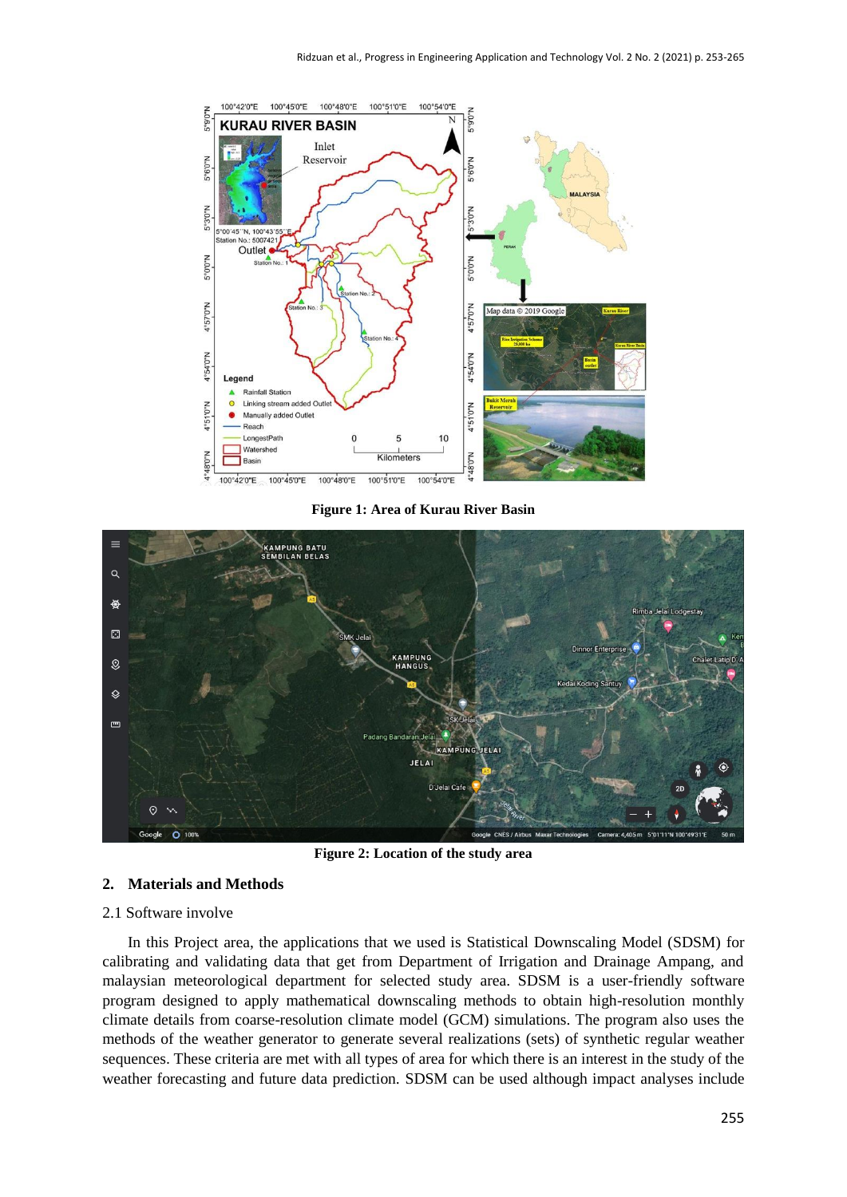**Figure 1: Area of Kurau River Basin**

**Figure 2: Location of the study area**

## 2. Materials and Methods

### 2.1 Software involve

In this Project area, the applications that we used is Statistical Downscaling Model (SDSM) for calibrating and validating data that get from Department of Irrigation and Drainage Ampang, and malaysian meteorological department for selected study area. SDSM is a user-friendly software program designed to apply mathematical downscaling methods to obtain high-resolution monthly climate details from coarse-resolution climate model (GCM) simulations. The program also uses the methods of the weather generator to generate several realizations (sets) of synthetic regular weather sequences. These criteria are met with all types of area for which there is an interest in the study of the weather forecasting and future data prediction. SDSM can be used although impact analyses include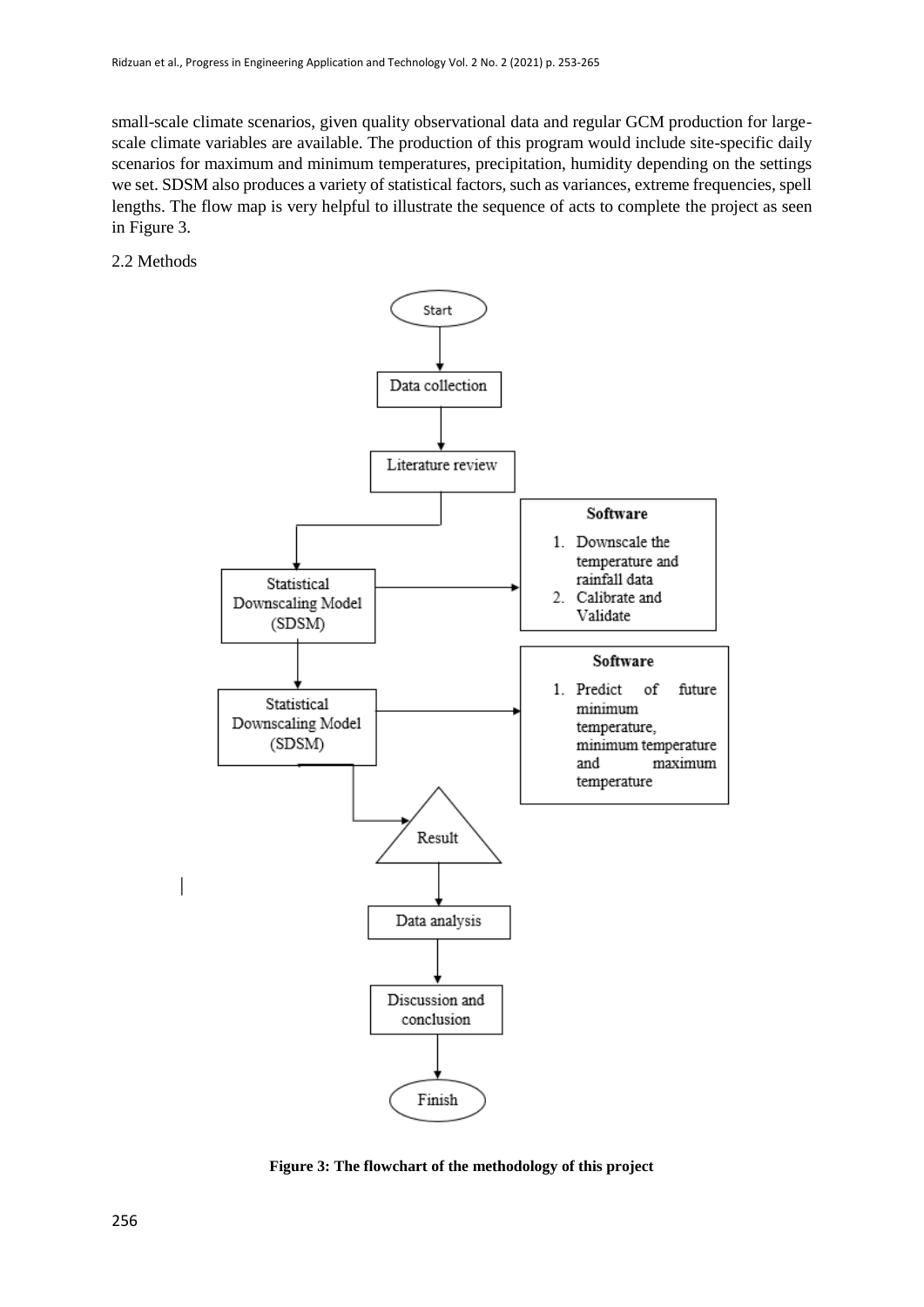small-scale climate scenarios, given quality observational data and regular GCM production for large-scale climate variables are available. The production of this program would include site-specific daily scenarios for maximum and minimum temperatures, precipitation, humidity depending on the settings we set. SDSM also produces a variety of statistical factors, such as variances, extreme frequencies, spell lengths. The flow map is very helpful to illustrate the sequence of acts to complete the project as seen in Figure 3.

2.2 Methods

Start

Data collection

Literature review

Statistical Downscaling Model (SDSM)

**Software**

1. Downscale the temperature and rainfall data
2. Calibrate and Validate

Statistical Downscaling Model (SDSM)

**Software**

1. Predict of future minimum temperature, minimum temperature and maximum temperature

Result

Data analysis

Discussion and conclusion

Finish

**Figure 3: The flowchart of the methodology of this project**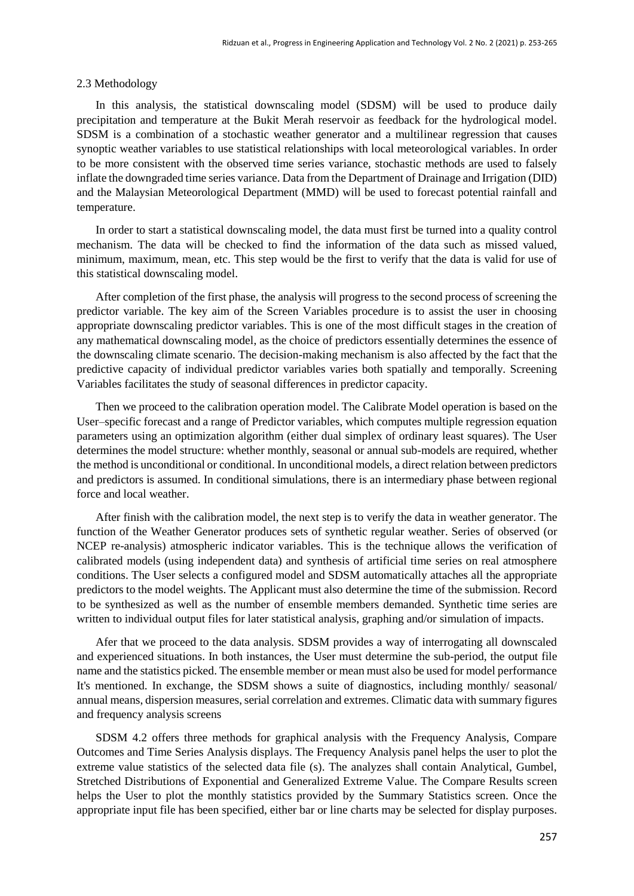### 2.3 Methodology

In this analysis, the statistical downscaling model (SDSM) will be used to produce daily precipitation and temperature at the Bukit Merah reservoir as feedback for the hydrological model. SDSM is a combination of a stochastic weather generator and a multilinear regression that causes synoptic weather variables to use statistical relationships with local meteorological variables. In order to be more consistent with the observed time series variance, stochastic methods are used to falsely inflate the downgraded time series variance. Data from the Department of Drainage and Irrigation (DID) and the Malaysian Meteorological Department (MMD) will be used to forecast potential rainfall and temperature.

In order to start a statistical downscaling model, the data must first be turned into a quality control mechanism. The data will be checked to find the information of the data such as missed valued, minimum, maximum, mean, etc. This step would be the first to verify that the data is valid for use of this statistical downscaling model.

After completion of the first phase, the analysis will progress to the second process of screening the predictor variable. The key aim of the Screen Variables procedure is to assist the user in choosing appropriate downscaling predictor variables. This is one of the most difficult stages in the creation of any mathematical downscaling model, as the choice of predictors essentially determines the essence of the downscaling climate scenario. The decision-making mechanism is also affected by the fact that the predictive capacity of individual predictor variables varies both spatially and temporally. Screening Variables facilitates the study of seasonal differences in predictor capacity.

Then we proceed to the calibration operation model. The Calibrate Model operation is based on the User–specific forecast and a range of Predictor variables, which computes multiple regression equation parameters using an optimization algorithm (either dual simplex of ordinary least squares). The User determines the model structure: whether monthly, seasonal or annual sub-models are required, whether the method is unconditional or conditional. In unconditional models, a direct relation between predictors and predictors is assumed. In conditional simulations, there is an intermediary phase between regional force and local weather.

After finish with the calibration model, the next step is to verify the data in weather generator. The function of the Weather Generator produces sets of synthetic regular weather. Series of observed (or NCEP re-analysis) atmospheric indicator variables. This is the technique allows the verification of calibrated models (using independent data) and synthesis of artificial time series on real atmosphere conditions. The User selects a configured model and SDSM automatically attaches all the appropriate predictors to the model weights. The Applicant must also determine the time of the submission. Record to be synthesized as well as the number of ensemble members demanded. Synthetic time series are written to individual output files for later statistical analysis, graphing and/or simulation of impacts.

Afer that we proceed to the data analysis. SDSM provides a way of interrogating all downscaled and experienced situations. In both instances, the User must determine the sub-period, the output file name and the statistics picked. The ensemble member or mean must also be used for model performance It's mentioned. In exchange, the SDSM shows a suite of diagnostics, including monthly/ seasonal/ annual means, dispersion measures, serial correlation and extremes. Climatic data with summary figures and frequency analysis screens

SDSM 4.2 offers three methods for graphical analysis with the Frequency Analysis, Compare Outcomes and Time Series Analysis displays. The Frequency Analysis panel helps the user to plot the extreme value statistics of the selected data file (s). The analyzes shall contain Analytical, Gumbel, Stretched Distributions of Exponential and Generalized Extreme Value. The Compare Results screen helps the User to plot the monthly statistics provided by the Summary Statistics screen. Once the appropriate input file has been specified, either bar or line charts may be selected for display purposes.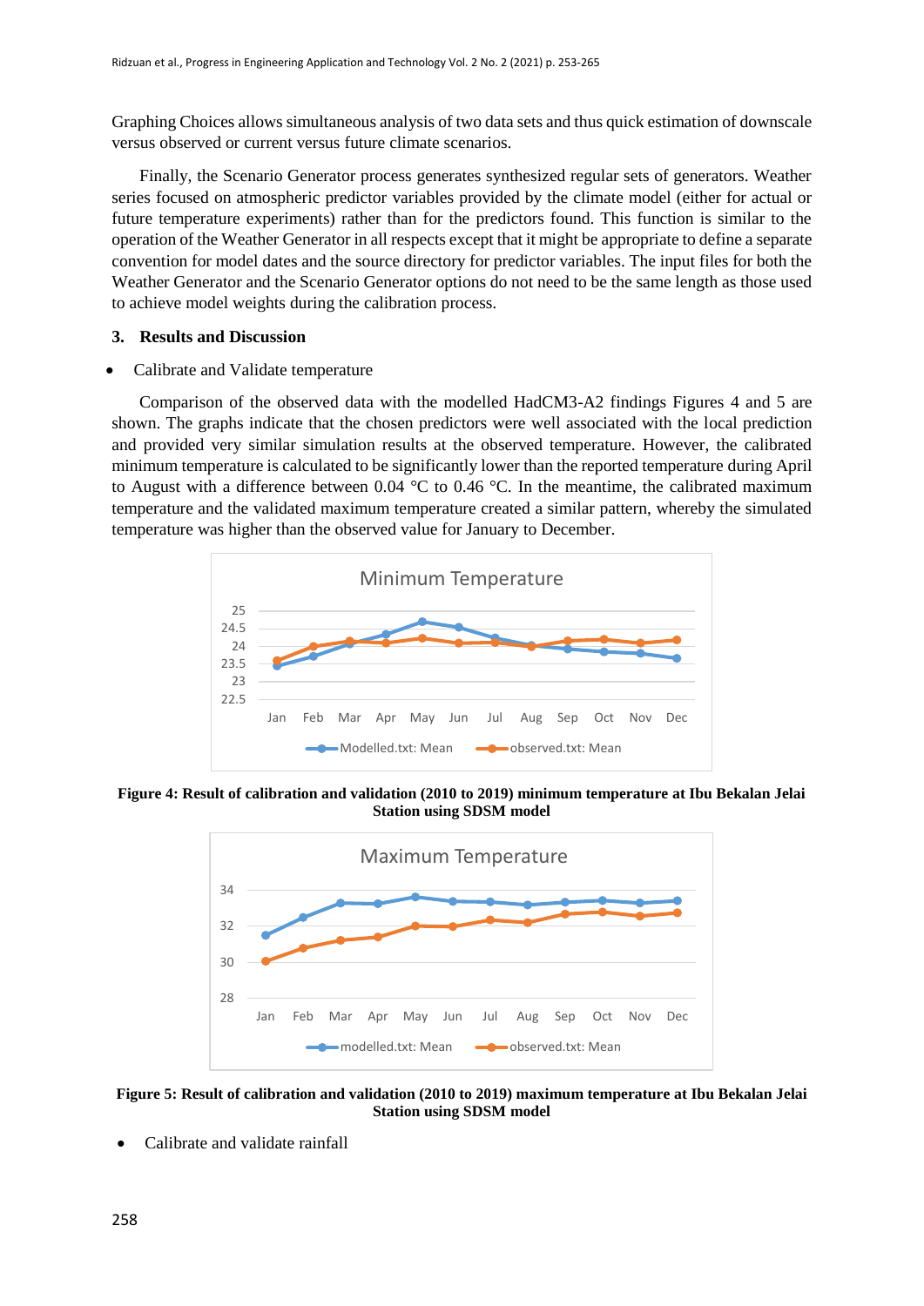Graphing Choices allows simultaneous analysis of two data sets and thus quick estimation of downscale versus observed or current versus future climate scenarios.

Finally, the Scenario Generator process generates synthesized regular sets of generators. Weather series focused on atmospheric predictor variables provided by the climate model (either for actual or future temperature experiments) rather than for the predictors found. This function is similar to the operation of the Weather Generator in all respects except that it might be appropriate to define a separate convention for model dates and the source directory for predictor variables. The input files for both the Weather Generator and the Scenario Generator options do not need to be the same length as those used to achieve model weights during the calibration process.

## 3. Results and Discussion

- Calibrate and Validate temperature

Comparison of the observed data with the modelled HadCM3-A2 findings Figures 4 and 5 are shown. The graphs indicate that the chosen predictors were well associated with the local prediction and provided very similar simulation results at the observed temperature. However, the calibrated minimum temperature is calculated to be significantly lower than the reported temperature during April to August with a difference between 0.04 °C to 0.46 °C. In the meantime, the calibrated maximum temperature and the validated maximum temperature created a similar pattern, whereby the simulated temperature was higher than the observed value for January to December.

**Figure 4: Result of calibration and validation (2010 to 2019) minimum temperature at Ibu Bekalan Jelai Station using SDSM model**

**Figure 5: Result of calibration and validation (2010 to 2019) maximum temperature at Ibu Bekalan Jelai Station using SDSM model**

- Calibrate and validate rainfall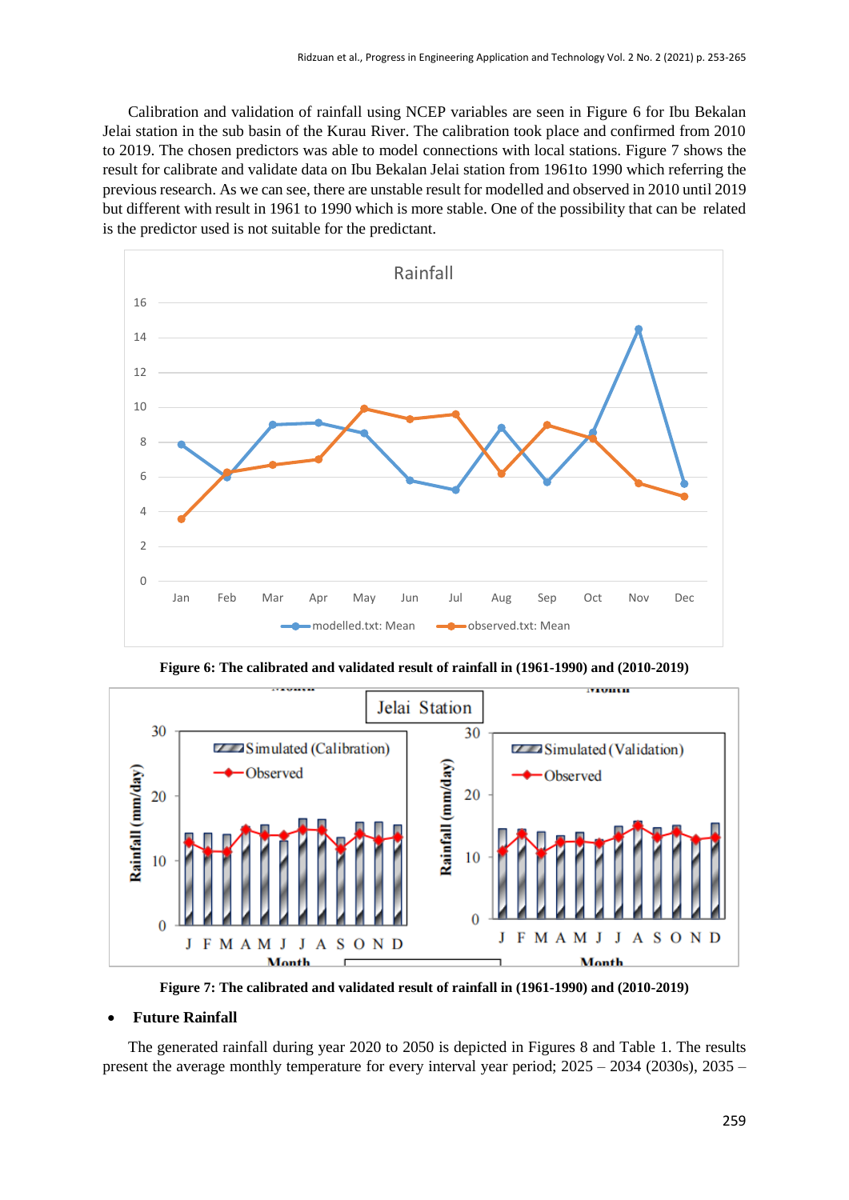Calibration and validation of rainfall using NCEP variables are seen in Figure 6 for Ibu Bekalan Jelai station in the sub basin of the Kurau River. The calibration took place and confirmed from 2010 to 2019. The chosen predictors was able to model connections with local stations. Figure 7 shows the result for calibrate and validate data on Ibu Bekalan Jelai station from 1961to 1990 which referring the previous research. As we can see, there are unstable result for modelled and observed in 2010 until 2019 but different with result in 1961 to 1990 which is more stable. One of the possibility that can be related is the predictor used is not suitable for the predictant.

**Figure 6: The calibrated and validated result of rainfall in (1961-1990) and (2010-2019)**

**Figure 7: The calibrated and validated result of rainfall in (1961-1990) and (2010-2019)**

- **Future Rainfall**

The generated rainfall during year 2020 to 2050 is depicted in Figures 8 and Table 1. The results present the average monthly temperature for every interval year period; 2025 – 2034 (2030s), 2035 –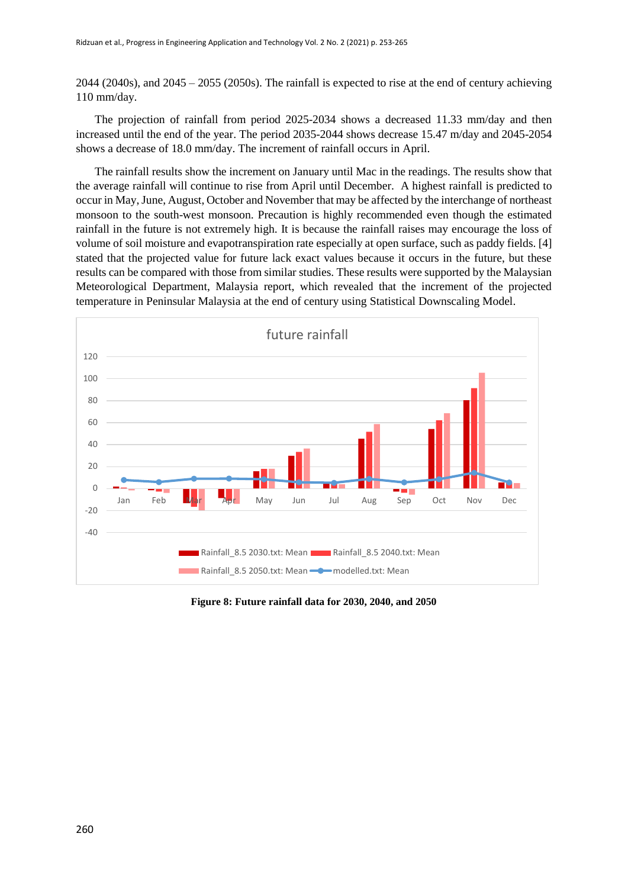2044 (2040s), and 2045 – 2055 (2050s). The rainfall is expected to rise at the end of century achieving 110 mm/day.

The projection of rainfall from period 2025-2034 shows a decreased 11.33 mm/day and then increased until the end of the year. The period 2035-2044 shows decrease 15.47 m/day and 2045-2054 shows a decrease of 18.0 mm/day. The increment of rainfall occurs in April.

The rainfall results show the increment on January until Mac in the readings. The results show that the average rainfall will continue to rise from April until December. A highest rainfall is predicted to occur in May, June, August, October and November that may be affected by the interchange of northeast monsoon to the south-west monsoon. Precaution is highly recommended even though the estimated rainfall in the future is not extremely high. It is because the rainfall raises may encourage the loss of volume of soil moisture and evapotranspiration rate especially at open surface, such as paddy fields. [4] stated that the projected value for future lack exact values because it occurs in the future, but these results can be compared with those from similar studies. These results were supported by the Malaysian Meteorological Department, Malaysia report, which revealed that the increment of the projected temperature in Peninsular Malaysia at the end of century using Statistical Downscaling Model.

**Figure 8: Future rainfall data for 2030, 2040, and 2050**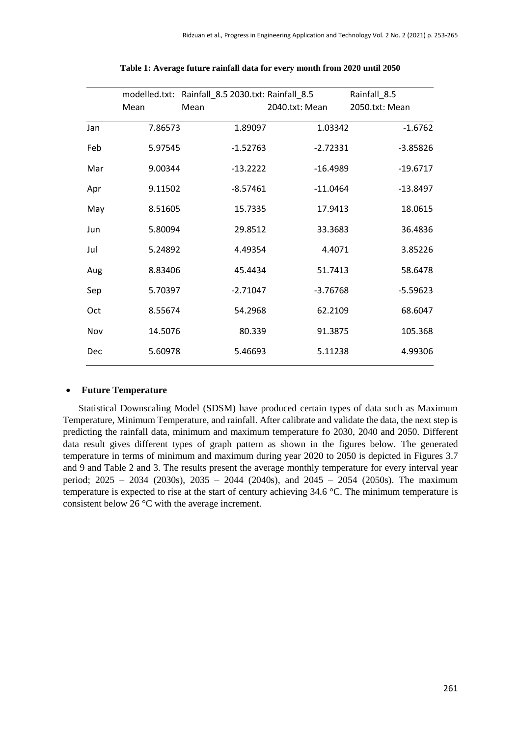**Table 1: Average future rainfall data for every month from 2020 until 2050**

| | modelled.txt: Mean | Rainfall_8.5 2030.txt: Mean | Rainfall_8.5 2040.txt: Mean | Rainfall_8.5 2050.txt: Mean |
|---|---|---|---|---|
| Jan | 7.86573 | 1.89097 | 1.03342 | -1.6762 |
| Feb | 5.97545 | -1.52763 | -2.72331 | -3.85826 |
| Mar | 9.00344 | -13.2222 | -16.4989 | -19.6717 |
| Apr | 9.11502 | -8.57461 | -11.0464 | -13.8497 |
| May | 8.51605 | 15.7335 | 17.9413 | 18.0615 |
| Jun | 5.80094 | 29.8512 | 33.3683 | 36.4836 |
| Jul | 5.24892 | 4.49354 | 4.4071 | 3.85226 |
| Aug | 8.83406 | 45.4434 | 51.7413 | 58.6478 |
| Sep | 5.70397 | -2.71047 | -3.76768 | -5.59623 |
| Oct | 8.55674 | 54.2968 | 62.2109 | 68.6047 |
| Nov | 14.5076 | 80.339 | 91.3875 | 105.368 |
| Dec | 5.60978 | 5.46693 | 5.11238 | 4.99306 |

- **Future Temperature**

Statistical Downscaling Model (SDSM) have produced certain types of data such as Maximum Temperature, Minimum Temperature, and rainfall. After calibrate and validate the data, the next step is predicting the rainfall data, minimum and maximum temperature fo 2030, 2040 and 2050. Different data result gives different types of graph pattern as shown in the figures below. The generated temperature in terms of minimum and maximum during year 2020 to 2050 is depicted in Figures 3.7 and 9 and Table 2 and 3. The results present the average monthly temperature for every interval year period; 2025 – 2034 (2030s), 2035 – 2044 (2040s), and 2045 – 2054 (2050s). The maximum temperature is expected to rise at the start of century achieving 34.6 °C. The minimum temperature is consistent below 26 °C with the average increment.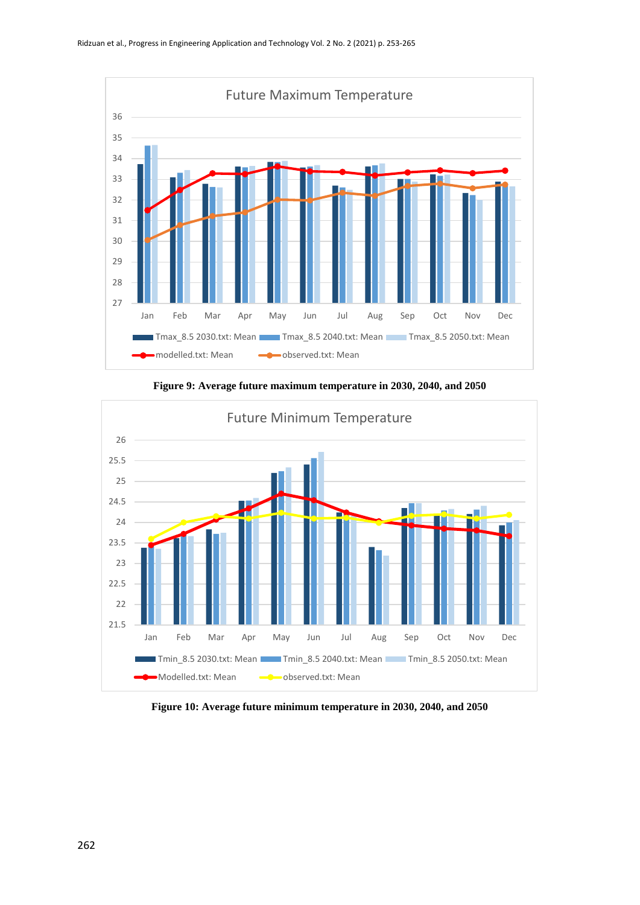Figure 9: Average future maximum temperature in 2030, 2040, and 2050

Figure 10: Average future minimum temperature in 2030, 2040, and 2050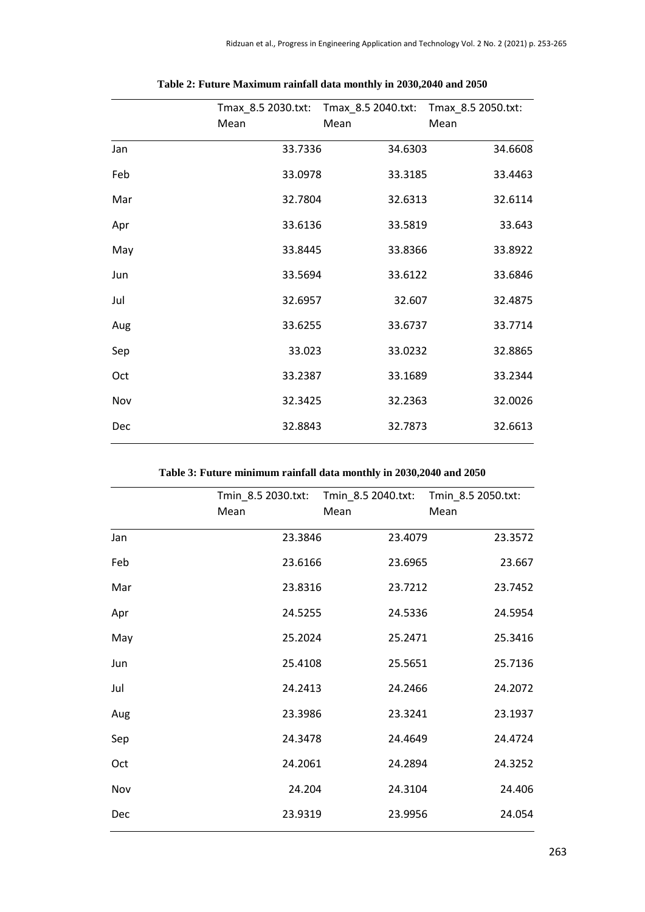**Table 2: Future Maximum rainfall data monthly in 2030,2040 and 2050**

| | Tmax_8.5 2030.txt: Mean | Tmax_8.5 2040.txt: Mean | Tmax_8.5 2050.txt: Mean |
|---|---|---|---|
| Jan | 33.7336 | 34.6303 | 34.6608 |
| Feb | 33.0978 | 33.3185 | 33.4463 |
| Mar | 32.7804 | 32.6313 | 32.6114 |
| Apr | 33.6136 | 33.5819 | 33.643 |
| May | 33.8445 | 33.8366 | 33.8922 |
| Jun | 33.5694 | 33.6122 | 33.6846 |
| Jul | 32.6957 | 32.607 | 32.4875 |
| Aug | 33.6255 | 33.6737 | 33.7714 |
| Sep | 33.023 | 33.0232 | 32.8865 |
| Oct | 33.2387 | 33.1689 | 33.2344 |
| Nov | 32.3425 | 32.2363 | 32.0026 |
| Dec | 32.8843 | 32.7873 | 32.6613 |

**Table 3: Future minimum rainfall data monthly in 2030,2040 and 2050**

| | Tmin_8.5 2030.txt: Mean | Tmin_8.5 2040.txt: Mean | Tmin_8.5 2050.txt: Mean |
|---|---|---|---|
| Jan | 23.3846 | 23.4079 | 23.3572 |
| Feb | 23.6166 | 23.6965 | 23.667 |
| Mar | 23.8316 | 23.7212 | 23.7452 |
| Apr | 24.5255 | 24.5336 | 24.5954 |
| May | 25.2024 | 25.2471 | 25.3416 |
| Jun | 25.4108 | 25.5651 | 25.7136 |
| Jul | 24.2413 | 24.2466 | 24.2072 |
| Aug | 23.3986 | 23.3241 | 23.1937 |
| Sep | 24.3478 | 24.4649 | 24.4724 |
| Oct | 24.2061 | 24.2894 | 24.3252 |
| Nov | 24.204 | 24.3104 | 24.406 |
| Dec | 23.9319 | 23.9956 | 24.054 |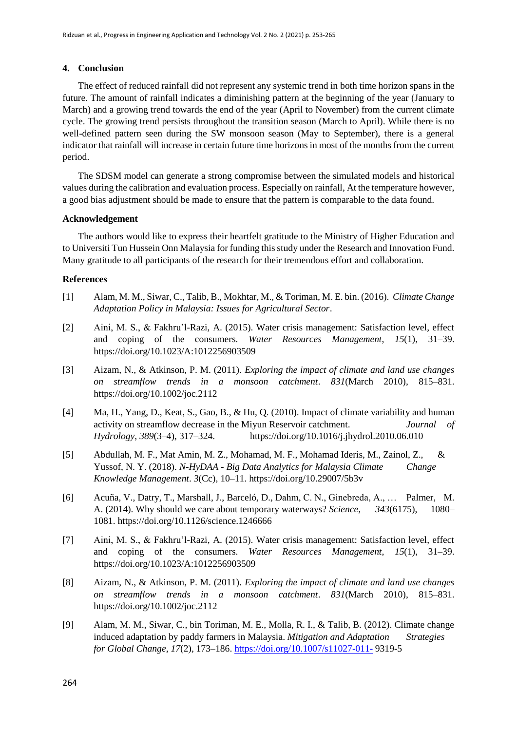## 4. Conclusion

The effect of reduced rainfall did not represent any systemic trend in both time horizon spans in the future. The amount of rainfall indicates a diminishing pattern at the beginning of the year (January to March) and a growing trend towards the end of the year (April to November) from the current climate cycle. The growing trend persists throughout the transition season (March to April). While there is no well-defined pattern seen during the SW monsoon season (May to September), there is a general indicator that rainfall will increase in certain future time horizons in most of the months from the current period.

The SDSM model can generate a strong compromise between the simulated models and historical values during the calibration and evaluation process. Especially on rainfall, At the temperature however, a good bias adjustment should be made to ensure that the pattern is comparable to the data found.

### Acknowledgement

The authors would like to express their heartfelt gratitude to the Ministry of Higher Education and to Universiti Tun Hussein Onn Malaysia for funding this study under the Research and Innovation Fund. Many gratitude to all participants of the research for their tremendous effort and collaboration.

### References

[1] Alam, M. M., Siwar, C., Talib, B., Mokhtar, M., & Toriman, M. E. bin. (2016). *Climate Change Adaptation Policy in Malaysia: Issues for Agricultural Sector*.

[2] Aini, M. S., & Fakhru'l-Razi, A. (2015). Water crisis management: Satisfaction level, effect and coping of the consumers. *Water Resources Management*, *15*(1), 31–39. https://doi.org/10.1023/A:1012256903509

[3] Aizam, N., & Atkinson, P. M. (2011). *Exploring the impact of climate and land use changes on streamflow trends in a monsoon catchment*. *831*(March 2010), 815–831. https://doi.org/10.1002/joc.2112

[4] Ma, H., Yang, D., Keat, S., Gao, B., & Hu, Q. (2010). Impact of climate variability and human activity on streamflow decrease in the Miyun Reservoir catchment. *Journal of Hydrology*, *389*(3–4), 317–324. https://doi.org/10.1016/j.jhydrol.2010.06.010

[5] Abdullah, M. F., Mat Amin, M. Z., Mohamad, M. F., Mohamad Ideris, M., Zainol, Z., & Yussof, N. Y. (2018). *N-HyDAA - Big Data Analytics for Malaysia Climate Change Knowledge Management*. *3*(Cc), 10–11. https://doi.org/10.29007/5b3v

[6] Acuña, V., Datry, T., Marshall, J., Barceló, D., Dahm, C. N., Ginebreda, A., … Palmer, M. A. (2014). Why should we care about temporary waterways? *Science*, *343*(6175), 1080–1081. https://doi.org/10.1126/science.1246666

[7] Aini, M. S., & Fakhru'l-Razi, A. (2015). Water crisis management: Satisfaction level, effect and coping of the consumers. *Water Resources Management*, *15*(1), 31–39. https://doi.org/10.1023/A:1012256903509

[8] Aizam, N., & Atkinson, P. M. (2011). *Exploring the impact of climate and land use changes on streamflow trends in a monsoon catchment*. *831*(March 2010), 815–831. https://doi.org/10.1002/joc.2112

[9] Alam, M. M., Siwar, C., bin Toriman, M. E., Molla, R. I., & Talib, B. (2012). Climate change induced adaptation by paddy farmers in Malaysia. *Mitigation and Adaptation Strategies for Global Change*, *17*(2), 173–186. https://doi.org/10.1007/s11027-011- 9319-5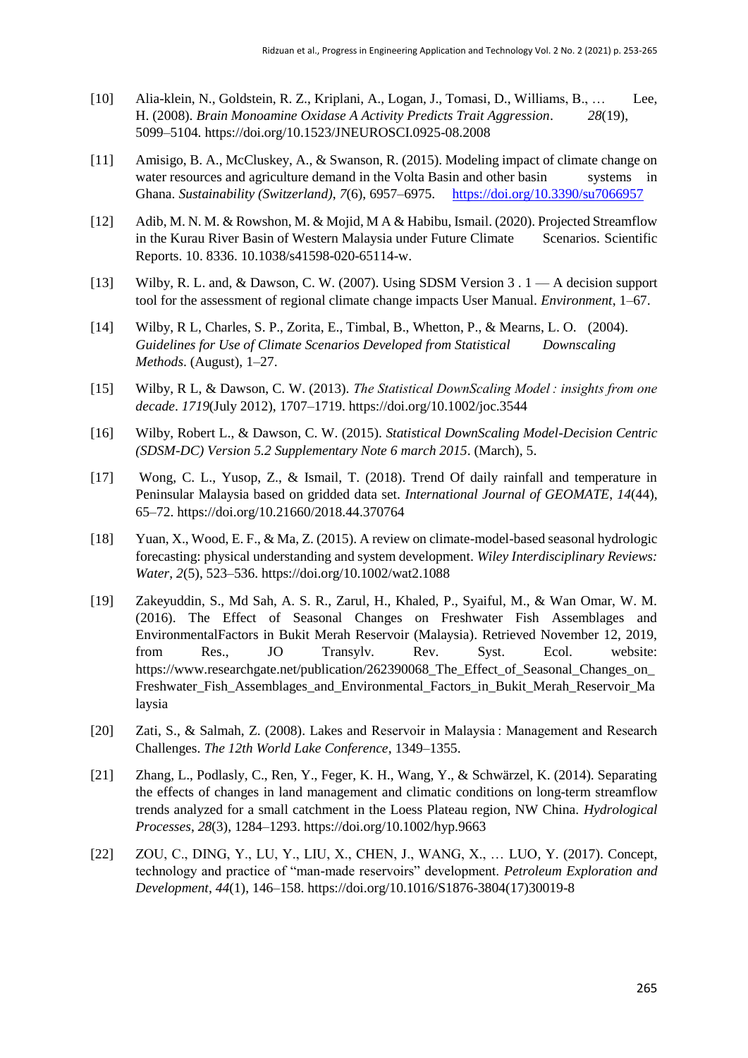[10] Alia-klein, N., Goldstein, R. Z., Kriplani, A., Logan, J., Tomasi, D., Williams, B., … Lee, H. (2008). *Brain Monoamine Oxidase A Activity Predicts Trait Aggression*. *28*(19), 5099–5104. https://doi.org/10.1523/JNEUROSCI.0925-08.2008

[11] Amisigo, B. A., McCluskey, A., & Swanson, R. (2015). Modeling impact of climate change on water resources and agriculture demand in the Volta Basin and other basin systems in Ghana. *Sustainability (Switzerland)*, *7*(6), 6957–6975. https://doi.org/10.3390/su7066957

[12] Adib, M. N. M. & Rowshon, M. & Mojid, M A & Habibu, Ismail. (2020). Projected Streamflow in the Kurau River Basin of Western Malaysia under Future Climate Scenarios. Scientific Reports. 10. 8336. 10.1038/s41598-020-65114-w.

[13] Wilby, R. L. and, & Dawson, C. W. (2007). Using SDSM Version 3 . 1 — A decision support tool for the assessment of regional climate change impacts User Manual. *Environment*, 1–67.

[14] Wilby, R L, Charles, S. P., Zorita, E., Timbal, B., Whetton, P., & Mearns, L. O. (2004). *Guidelines for Use of Climate Scenarios Developed from Statistical Downscaling Methods*. (August), 1–27.

[15] Wilby, R L, & Dawson, C. W. (2013). *The Statistical DownScaling Model : insights from one decade*. *1719*(July 2012), 1707–1719. https://doi.org/10.1002/joc.3544

[16] Wilby, Robert L., & Dawson, C. W. (2015). *Statistical DownScaling Model-Decision Centric (SDSM-DC) Version 5.2 Supplementary Note 6 march 2015*. (March), 5.

[17] Wong, C. L., Yusop, Z., & Ismail, T. (2018). Trend Of daily rainfall and temperature in Peninsular Malaysia based on gridded data set. *International Journal of GEOMATE*, *14*(44), 65–72. https://doi.org/10.21660/2018.44.370764

[18] Yuan, X., Wood, E. F., & Ma, Z. (2015). A review on climate-model-based seasonal hydrologic forecasting: physical understanding and system development. *Wiley Interdisciplinary Reviews: Water*, *2*(5), 523–536. https://doi.org/10.1002/wat2.1088

[19] Zakeyuddin, S., Md Sah, A. S. R., Zarul, H., Khaled, P., Syaiful, M., & Wan Omar, W. M. (2016). The Effect of Seasonal Changes on Freshwater Fish Assemblages and EnvironmentalFactors in Bukit Merah Reservoir (Malaysia). Retrieved November 12, 2019, from Res., JO Transylv. Rev. Syst. Ecol. website: https://www.researchgate.net/publication/262390068_The_Effect_of_Seasonal_Changes_on_Freshwater_Fish_Assemblages_and_Environmental_Factors_in_Bukit_Merah_Reservoir_Malaysia

[20] Zati, S., & Salmah, Z. (2008). Lakes and Reservoir in Malaysia : Management and Research Challenges. *The 12th World Lake Conference*, 1349–1355.

[21] Zhang, L., Podlasly, C., Ren, Y., Feger, K. H., Wang, Y., & Schwärzel, K. (2014). Separating the effects of changes in land management and climatic conditions on long-term streamflow trends analyzed for a small catchment in the Loess Plateau region, NW China. *Hydrological Processes*, *28*(3), 1284–1293. https://doi.org/10.1002/hyp.9663

[22] ZOU, C., DING, Y., LU, Y., LIU, X., CHEN, J., WANG, X., … LUO, Y. (2017). Concept, technology and practice of "man-made reservoirs" development. *Petroleum Exploration and Development*, *44*(1), 146–158. https://doi.org/10.1016/S1876-3804(17)30019-8